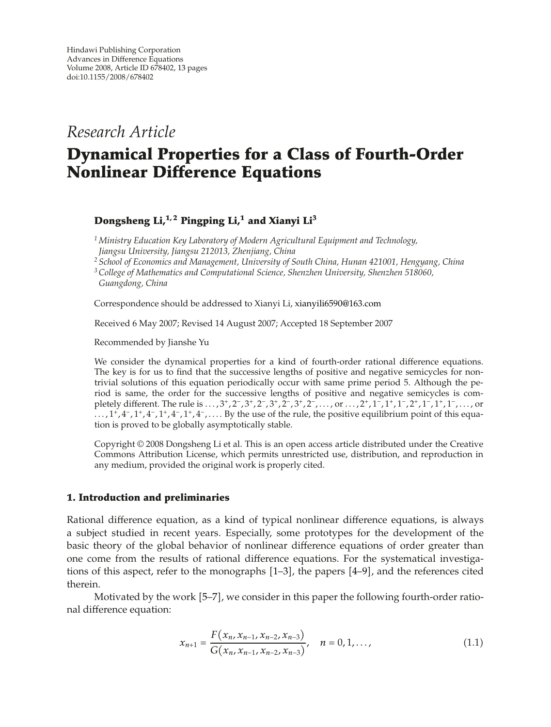Hindawi Publishing Corporation
Advances in Difference Equations
Volume 2008, Article ID 678402, 13 pages
doi:10.1155/2008/678402

*Research Article*

# Dynamical Properties for a Class of Fourth-Order Nonlinear Difference Equations

**Dongsheng Li,[1,2] Pingping Li,[1] and Xianyi Li[3]**

[1] *Ministry Education Key Laboratory of Modern Agricultural Equipment and Technology, Jiangsu University, Jiangsu 212013, Zhenjiang, China*
[2] *School of Economics and Management, University of South China, Hunan 421001, Hengyang, China*
[3] *College of Mathematics and Computational Science, Shenzhen University, Shenzhen 518060, Guangdong, China*

Correspondence should be addressed to Xianyi Li, xianyili6590@163.com

Received 6 May 2007; Revised 14 August 2007; Accepted 18 September 2007

Recommended by Jianshe Yu

We consider the dynamical properties for a kind of fourth-order rational difference equations. The key is for us to find that the successive lengths of positive and negative semicycles for nontrivial solutions of this equation periodically occur with same prime period 5. Although the period is same, the order for the successive lengths of positive and negative semicycles is completely different. The rule is $\ldots, 3^+, 2^-, 3^+, 2^-, 3^+, 2^-, 3^+, 2^-, \ldots$, or $\ldots, 2^+, 1^-, 1^+, 1^-, 2^+, 1^-, 1^+, 1^-, \ldots$, or $\ldots, 1^+, 4^-, 1^+, 4^-, 1^+, 4^-, 1^+, 4^-, \ldots$. By the use of the rule, the positive equilibrium point of this equation is proved to be globally asymptotically stable.

Copyright © 2008 Dongsheng Li et al. This is an open access article distributed under the Creative Commons Attribution License, which permits unrestricted use, distribution, and reproduction in any medium, provided the original work is properly cited.

## 1. Introduction and preliminaries

Rational difference equation, as a kind of typical nonlinear difference equations, is always a subject studied in recent years. Especially, some prototypes for the development of the basic theory of the global behavior of nonlinear difference equations of order greater than one come from the results of rational difference equations. For the systematical investigations of this aspect, refer to the monographs [1–3], the papers [4–9], and the references cited therein.

Motivated by the work [5–7], we consider in this paper the following fourth-order rational difference equation:

$$x_{n+1} = \frac{F(x_n, x_{n-1}, x_{n-2}, x_{n-3})}{G(x_n, x_{n-1}, x_{n-2}, x_{n-3})}, \quad n = 0, 1, \ldots, \tag{1.1}$$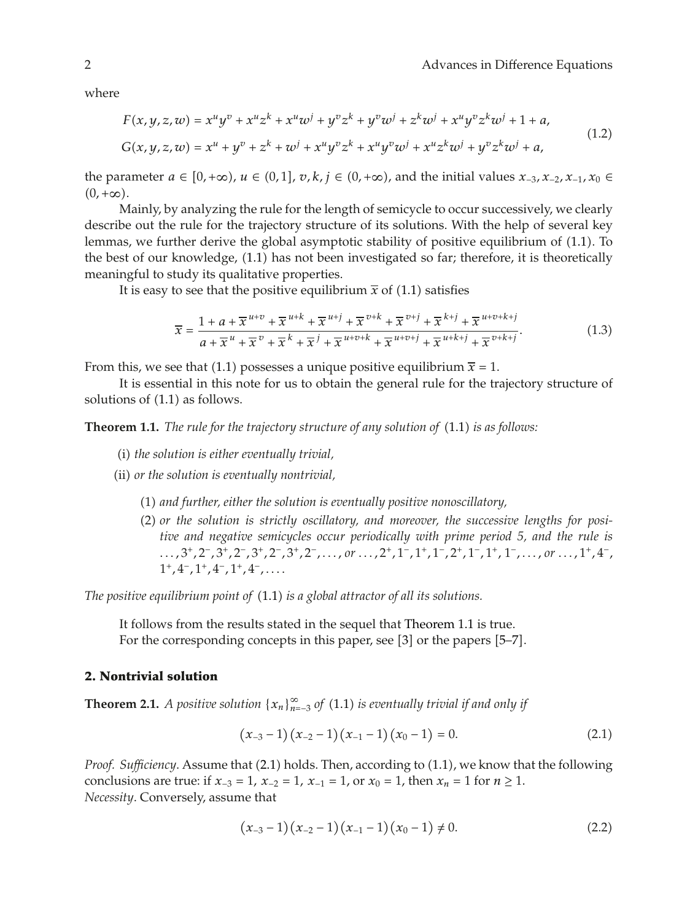where

$$F(x,y,z,w) = x^u y^v + x^u z^k + x^u w^j + y^v z^k + y^v w^j + z^k w^j + x^u y^v z^k w^j + 1 + a,$$
$$G(x,y,z,w) = x^u + y^v + z^k + w^j + x^u y^v z^k + x^u y^v w^j + x^u z^k w^j + y^v z^k w^j + a, \tag{1.2}$$

the parameter $a \in [0,+\infty)$, $u \in (0,1]$, $v,k,j \in (0,+\infty)$, and the initial values $x_{-3}, x_{-2}, x_{-1}, x_0 \in (0,+\infty)$.

Mainly, by analyzing the rule for the length of semicycle to occur successively, we clearly describe out the rule for the trajectory structure of its solutions. With the help of several key lemmas, we further derive the global asymptotic stability of positive equilibrium of (1.1). To the best of our knowledge, (1.1) has not been investigated so far; therefore, it is theoretically meaningful to study its qualitative properties.

It is easy to see that the positive equilibrium $\overline{x}$ of (1.1) satisfies

$$\overline{x} = \frac{1 + a + \overline{x}^{u+v} + \overline{x}^{u+k} + \overline{x}^{u+j} + \overline{x}^{v+k} + \overline{x}^{v+j} + \overline{x}^{k+j} + \overline{x}^{u+v+k+j}}{a + \overline{x}^{u} + \overline{x}^{v} + \overline{x}^{k} + \overline{x}^{j} + \overline{x}^{u+v+k} + \overline{x}^{u+v+j} + \overline{x}^{u+k+j} + \overline{x}^{v+k+j}}. \tag{1.3}$$

From this, we see that (1.1) possesses a unique positive equilibrium $\overline{x} = 1$.

It is essential in this note for us to obtain the general rule for the trajectory structure of solutions of (1.1) as follows.

**Theorem 1.1.** *The rule for the trajectory structure of any solution of* (1.1) *is as follows:*

(i) *the solution is either eventually trivial,*

(ii) *or the solution is eventually nontrivial,*

   (1) *and further, either the solution is eventually positive nonoscillatory,*

   (2) *or the solution is strictly oscillatory, and moreover, the successive lengths for positive and negative semicycles occur periodically with prime period 5, and the rule is* $\ldots, 3^+, 2^-, 3^+, 2^-, 3^+, 2^-, 3^+, 2^-, \ldots$, *or* $\ldots, 2^+, 1^-, 1^+, 1^-, 2^+, 1^-, 1^+, 1^-, \ldots$, *or* $\ldots, 1^+, 4^-, 1^+, 4^-, 1^+, 4^-, 1^+, 4^-, \ldots$.

*The positive equilibrium point of* (1.1) *is a global attractor of all its solutions.*

It follows from the results stated in the sequel that Theorem 1.1 is true.

For the corresponding concepts in this paper, see [3] or the papers [5–7].

## 2. Nontrivial solution

**Theorem 2.1.** *A positive solution* $\{x_n\}_{n=-3}^{\infty}$ *of* (1.1) *is eventually trivial if and only if*

$$(x_{-3} - 1)(x_{-2} - 1)(x_{-1} - 1)(x_0 - 1) = 0. \tag{2.1}$$

*Proof. Sufficiency*. Assume that (2.1) holds. Then, according to (1.1), we know that the following conclusions are true: if $x_{-3} = 1$, $x_{-2} = 1$, $x_{-1} = 1$, or $x_0 = 1$, then $x_n = 1$ for $n \geq 1$.

*Necessity*. Conversely, assume that

$$(x_{-3} - 1)(x_{-2} - 1)(x_{-1} - 1)(x_0 - 1) \neq 0. \tag{2.2}$$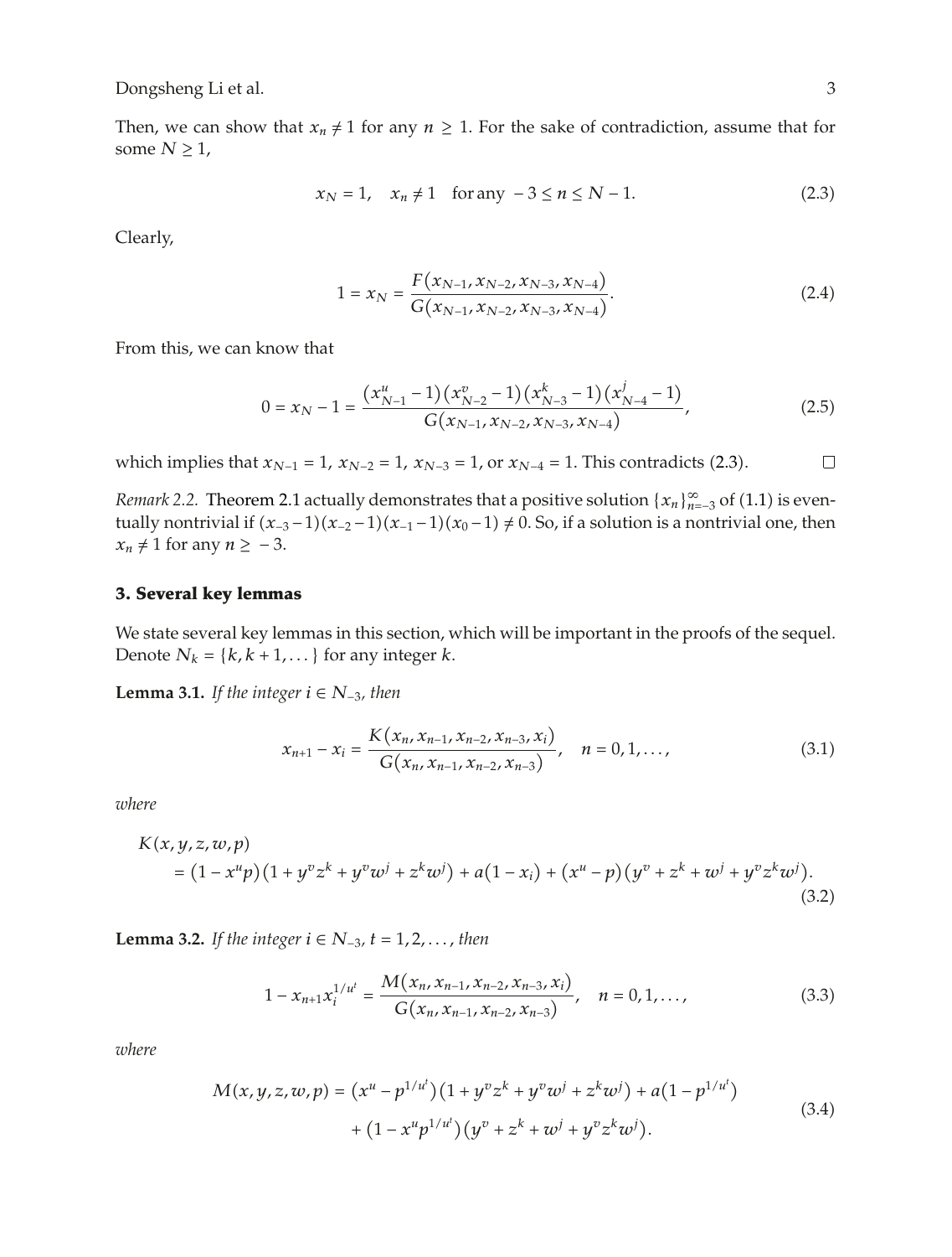Then, we can show that $x_n \neq 1$ for any $n \geq 1$. For the sake of contradiction, assume that for some $N \geq 1$,

$$x_N = 1, \quad x_n \neq 1 \quad \text{for any } -3 \leq n \leq N-1. \tag{2.3}$$

Clearly,

$$1 = x_N = \frac{F(x_{N-1}, x_{N-2}, x_{N-3}, x_{N-4})}{G(x_{N-1}, x_{N-2}, x_{N-3}, x_{N-4})}. \tag{2.4}$$

From this, we can know that

$$0 = x_N - 1 = \frac{(x_{N-1}^u - 1)(x_{N-2}^v - 1)(x_{N-3}^k - 1)(x_{N-4}^j - 1)}{G(x_{N-1}, x_{N-2}, x_{N-3}, x_{N-4})}, \tag{2.5}$$

which implies that $x_{N-1} = 1$, $x_{N-2} = 1$, $x_{N-3} = 1$, or $x_{N-4} = 1$. This contradicts (2.3). $\square$

*Remark 2.2.* Theorem 2.1 actually demonstrates that a positive solution $\{x_n\}_{n=-3}^{\infty}$ of (1.1) is eventually nontrivial if $(x_{-3}-1)(x_{-2}-1)(x_{-1}-1)(x_0-1) \neq 0$. So, if a solution is a nontrivial one, then $x_n \neq 1$ for any $n \geq -3$.

## 3. Several key lemmas

We state several key lemmas in this section, which will be important in the proofs of the sequel. Denote $N_k = \{k, k+1, \dots\}$ for any integer $k$.

**Lemma 3.1.** *If the integer $i \in N_{-3}$, then*

$$x_{n+1} - x_i = \frac{K(x_n, x_{n-1}, x_{n-2}, x_{n-3}, x_i)}{G(x_n, x_{n-1}, x_{n-2}, x_{n-3})}, \quad n = 0, 1, \dots, \tag{3.1}$$

*where*

$$\begin{aligned} K(x, y, z, w, p) &= (1 - x^u p)(1 + y^v z^k + y^v w^j + z^k w^j) + a(1 - x_i) + (x^u - p)(y^v + z^k + w^j + y^v z^k w^j). \end{aligned} \tag{3.2}$$

**Lemma 3.2.** *If the integer $i \in N_{-3}$, $t = 1, 2, \dots$, then*

$$1 - x_{n+1} x_i^{1/u^t} = \frac{M(x_n, x_{n-1}, x_{n-2}, x_{n-3}, x_i)}{G(x_n, x_{n-1}, x_{n-2}, x_{n-3})}, \quad n = 0, 1, \dots, \tag{3.3}$$

*where*

$$\begin{aligned} M(x, y, z, w, p) = &(x^u - p^{1/u^t})(1 + y^v z^k + y^v w^j + z^k w^j) + a(1 - p^{1/u^t}) \\ &+ (1 - x^u p^{1/u^t})(y^v + z^k + w^j + y^v z^k w^j). \end{aligned} \tag{3.4}$$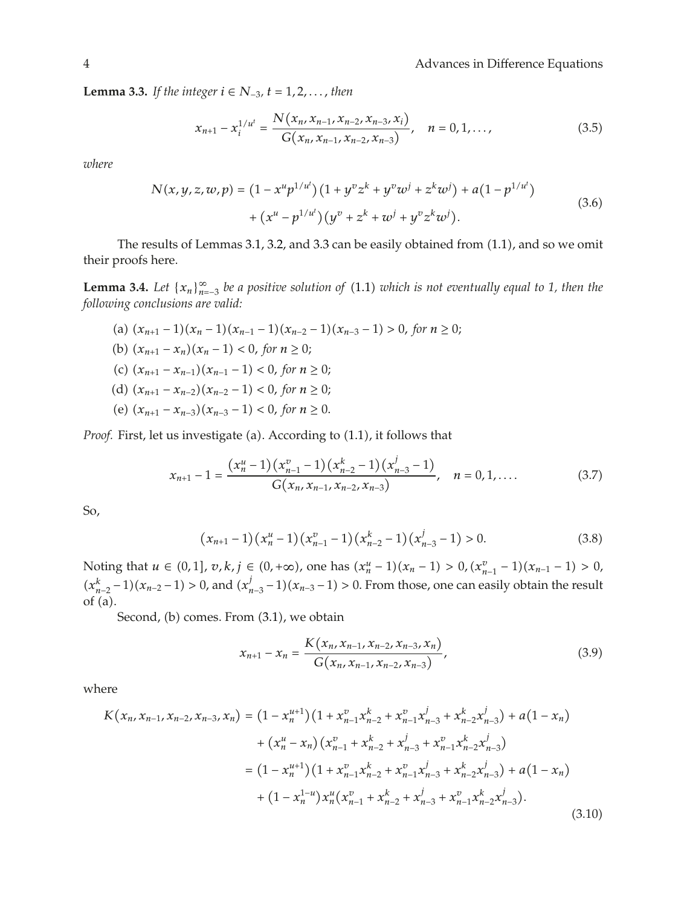**Lemma 3.3.** *If the integer $i \in N_{-3}$, $t = 1, 2, \ldots$, then*

$$x_{n+1} - x_i^{1/u^t} = \frac{N(x_n, x_{n-1}, x_{n-2}, x_{n-3}, x_i)}{G(x_n, x_{n-1}, x_{n-2}, x_{n-3})}, \quad n = 0, 1, \ldots, \tag{3.5}$$

*where*

$$\begin{aligned} N(x, y, z, w, p) = {} & \left(1 - x^u p^{1/u^t}\right)\left(1 + y^v z^k + y^v w^j + z^k w^j\right) + a\left(1 - p^{1/u^t}\right) \\ & + \left(x^u - p^{1/u^t}\right)\left(y^v + z^k + w^j + y^v z^k w^j\right). \end{aligned} \tag{3.6}$$

The results of Lemmas 3.1, 3.2, and 3.3 can be easily obtained from (1.1), and so we omit their proofs here.

**Lemma 3.4.** *Let $\{x_n\}_{n=-3}^{\infty}$ be a positive solution of* (1.1) *which is not eventually equal to 1, then the following conclusions are valid:*

(a) $(x_{n+1} - 1)(x_n - 1)(x_{n-1} - 1)(x_{n-2} - 1)(x_{n-3} - 1) > 0$, *for* $n \geq 0$;

(b) $(x_{n+1} - x_n)(x_n - 1) < 0$, *for* $n \geq 0$;

(c) $(x_{n+1} - x_{n-1})(x_{n-1} - 1) < 0$, *for* $n \geq 0$;

(d) $(x_{n+1} - x_{n-2})(x_{n-2} - 1) < 0$, *for* $n \geq 0$;

(e) $(x_{n+1} - x_{n-3})(x_{n-3} - 1) < 0$, *for* $n \geq 0$.

*Proof.* First, let us investigate (a). According to (1.1), it follows that

$$x_{n+1} - 1 = \frac{\left(x_n^u - 1\right)\left(x_{n-1}^v - 1\right)\left(x_{n-2}^k - 1\right)\left(x_{n-3}^j - 1\right)}{G(x_n, x_{n-1}, x_{n-2}, x_{n-3})}, \quad n = 0, 1, \ldots. \tag{3.7}$$

So,

$$\left(x_{n+1} - 1\right)\left(x_n^u - 1\right)\left(x_{n-1}^v - 1\right)\left(x_{n-2}^k - 1\right)\left(x_{n-3}^j - 1\right) > 0. \tag{3.8}$$

Noting that $u \in (0, 1]$, $v, k, j \in (0, +\infty)$, one has $(x_n^u - 1)(x_n - 1) > 0$, $(x_{n-1}^v - 1)(x_{n-1} - 1) > 0$, $(x_{n-2}^k - 1)(x_{n-2} - 1) > 0$, and $(x_{n-3}^j - 1)(x_{n-3} - 1) > 0$. From those, one can easily obtain the result of (a).

Second, (b) comes. From (3.1), we obtain

$$x_{n+1} - x_n = \frac{K(x_n, x_{n-1}, x_{n-2}, x_{n-3}, x_n)}{G(x_n, x_{n-1}, x_{n-2}, x_{n-3})}, \tag{3.9}$$

where

$$\begin{aligned} K(x_n, x_{n-1}, x_{n-2}, x_{n-3}, x_n) &= \left(1 - x_n^{u+1}\right)\left(1 + x_{n-1}^v x_{n-2}^k + x_{n-1}^v x_{n-3}^j + x_{n-2}^k x_{n-3}^j\right) + a(1 - x_n) \\ &\quad + \left(x_n^u - x_n\right)\left(x_{n-1}^v + x_{n-2}^k + x_{n-3}^j + x_{n-1}^v x_{n-2}^k x_{n-3}^j\right) \\ &= \left(1 - x_n^{u+1}\right)\left(1 + x_{n-1}^v x_{n-2}^k + x_{n-1}^v x_{n-3}^j + x_{n-2}^k x_{n-3}^j\right) + a(1 - x_n) \\ &\quad + \left(1 - x_n^{1-u}\right) x_n^u \left(x_{n-1}^v + x_{n-2}^k + x_{n-3}^j + x_{n-1}^v x_{n-2}^k x_{n-3}^j\right). \end{aligned} \tag{3.10}$$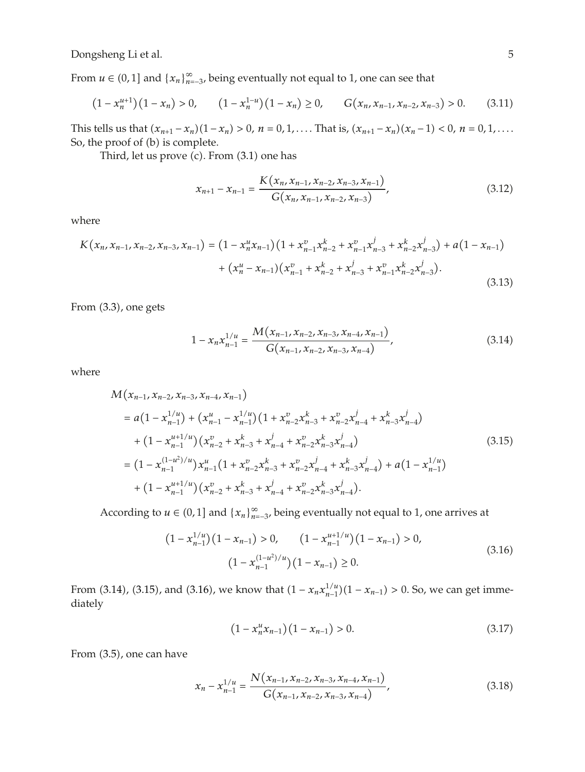From $u \in (0,1]$ and $\{x_n\}_{n=-3}^{\infty}$ being eventually not equal to 1, one can see that

$$\left(1 - x_n^{u+1}\right)\left(1 - x_n\right) > 0, \qquad \left(1 - x_n^{1-u}\right)\left(1 - x_n\right) \geq 0, \qquad G\left(x_n, x_{n-1}, x_{n-2}, x_{n-3}\right) > 0. \tag{3.11}$$

This tells us that $(x_{n+1} - x_n)(1 - x_n) > 0$, $n = 0, 1, \ldots$. That is, $(x_{n+1} - x_n)(x_n - 1) < 0$, $n = 0, 1, \ldots$. So, the proof of (b) is complete.

Third, let us prove (c). From (3.1) one has

$$x_{n+1} - x_{n-1} = \frac{K\left(x_n, x_{n-1}, x_{n-2}, x_{n-3}, x_{n-1}\right)}{G\left(x_n, x_{n-1}, x_{n-2}, x_{n-3}\right)}, \tag{3.12}$$

where

$$\begin{aligned}
K\left(x_n, x_{n-1}, x_{n-2}, x_{n-3}, x_{n-1}\right) = {} & \left(1 - x_n^u x_{n-1}\right)\left(1 + x_{n-1}^v x_{n-2}^k + x_{n-1}^v x_{n-3}^j + x_{n-2}^k x_{n-3}^j\right) + a\left(1 - x_{n-1}\right) \\
& + \left(x_n^u - x_{n-1}\right)\left(x_{n-1}^v + x_{n-2}^k + x_{n-3}^j + x_{n-1}^v x_{n-2}^k x_{n-3}^j\right).
\end{aligned} \tag{3.13}$$

From (3.3), one gets

$$1 - x_n x_{n-1}^{1/u} = \frac{M\left(x_{n-1}, x_{n-2}, x_{n-3}, x_{n-4}, x_{n-1}\right)}{G\left(x_{n-1}, x_{n-2}, x_{n-3}, x_{n-4}\right)}, \tag{3.14}$$

where

$$\begin{aligned}
& M\left(x_{n-1}, x_{n-2}, x_{n-3}, x_{n-4}, x_{n-1}\right) \\
& = a\left(1 - x_{n-1}^{1/u}\right) + \left(x_{n-1}^u - x_{n-1}^{1/u}\right)\left(1 + x_{n-2}^v x_{n-3}^k + x_{n-2}^v x_{n-4}^j + x_{n-3}^k x_{n-4}^j\right) \\
& \quad + \left(1 - x_{n-1}^{u+1/u}\right)\left(x_{n-2}^v + x_{n-3}^k + x_{n-4}^j + x_{n-2}^v x_{n-3}^k x_{n-4}^j\right) \\
& = \left(1 - x_{n-1}^{(1-u^2)/u}\right) x_{n-1}^u \left(1 + x_{n-2}^v x_{n-3}^k + x_{n-2}^v x_{n-4}^j + x_{n-3}^k x_{n-4}^j\right) + a\left(1 - x_{n-1}^{1/u}\right) \\
& \quad + \left(1 - x_{n-1}^{u+1/u}\right)\left(x_{n-2}^v + x_{n-3}^k + x_{n-4}^j + x_{n-2}^v x_{n-3}^k x_{n-4}^j\right).
\end{aligned} \tag{3.15}$$

According to $u \in (0,1]$ and $\{x_n\}_{n=-3}^{\infty}$ being eventually not equal to 1, one arrives at

$$\begin{gathered}
\left(1 - x_{n-1}^{1/u}\right)\left(1 - x_{n-1}\right) > 0, \qquad \left(1 - x_{n-1}^{u+1/u}\right)\left(1 - x_{n-1}\right) > 0, \\
\left(1 - x_{n-1}^{(1-u^2)/u}\right)\left(1 - x_{n-1}\right) \geq 0.
\end{gathered} \tag{3.16}$$

From (3.14), (3.15), and (3.16), we know that $(1 - x_n x_{n-1}^{1/u})(1 - x_{n-1}) > 0$. So, we can get immediately

$$\left(1 - x_n^u x_{n-1}\right)\left(1 - x_{n-1}\right) > 0. \tag{3.17}$$

From (3.5), one can have

$$x_n - x_{n-1}^{1/u} = \frac{N\left(x_{n-1}, x_{n-2}, x_{n-3}, x_{n-4}, x_{n-1}\right)}{G\left(x_{n-1}, x_{n-2}, x_{n-3}, x_{n-4}\right)}, \tag{3.18}$$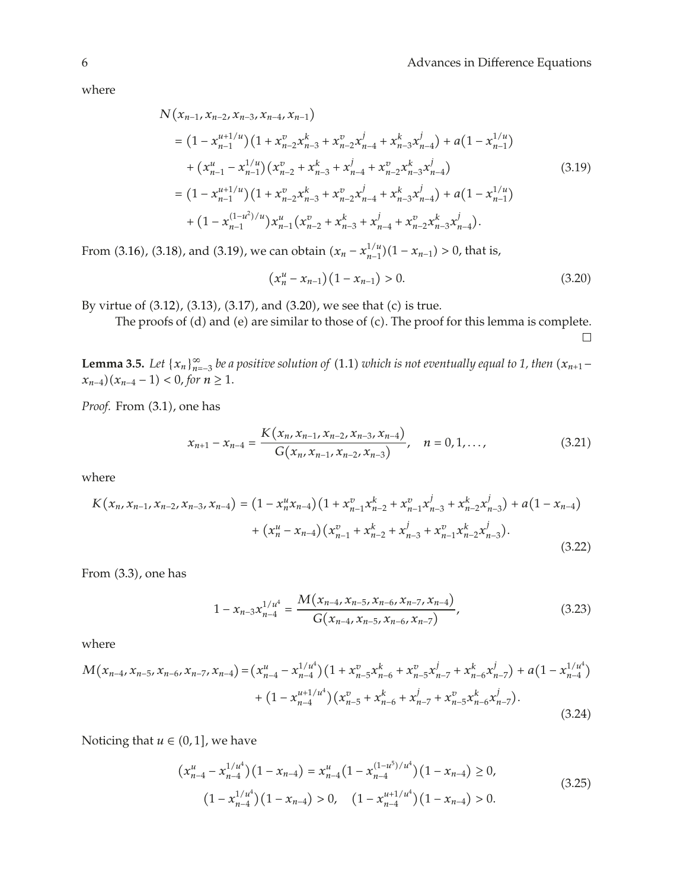where

$$
\begin{aligned}
N&(x_{n-1}, x_{n-2}, x_{n-3}, x_{n-4}, x_{n-1}) \\
&= \left(1 - x_{n-1}^{u+1/u}\right)\left(1 + x_{n-2}^{v} x_{n-3}^{k} + x_{n-2}^{v} x_{n-4}^{j} + x_{n-3}^{k} x_{n-4}^{j}\right) + a\left(1 - x_{n-1}^{1/u}\right) \\
&\quad + \left(x_{n-1}^{u} - x_{n-1}^{1/u}\right)\left(x_{n-2}^{v} + x_{n-3}^{k} + x_{n-4}^{j} + x_{n-2}^{v} x_{n-3}^{k} x_{n-4}^{j}\right) \\
&= \left(1 - x_{n-1}^{u+1/u}\right)\left(1 + x_{n-2}^{v} x_{n-3}^{k} + x_{n-2}^{v} x_{n-4}^{j} + x_{n-3}^{k} x_{n-4}^{j}\right) + a\left(1 - x_{n-1}^{1/u}\right) \\
&\quad + \left(1 - x_{n-1}^{(1-u^2)/u}\right) x_{n-1}^{u}\left(x_{n-2}^{v} + x_{n-3}^{k} + x_{n-4}^{j} + x_{n-2}^{v} x_{n-3}^{k} x_{n-4}^{j}\right).
\end{aligned}
\tag{3.19}
$$

From (3.16), (3.18), and (3.19), we can obtain $(x_n - x_{n-1}^{1/u})(1 - x_{n-1}) > 0$, that is,

$$
\left(x_n^{u} - x_{n-1}\right)\left(1 - x_{n-1}\right) > 0. \tag{3.20}
$$

By virtue of (3.12), (3.13), (3.17), and (3.20), we see that (c) is true.

The proofs of (d) and (e) are similar to those of (c). The proof for this lemma is complete. □

**Lemma 3.5.** *Let $\{x_n\}_{n=-3}^{\infty}$ be a positive solution of* (1.1) *which is not eventually equal to 1, then $(x_{n+1} - x_{n-4})(x_{n-4} - 1) < 0$, for $n \geq 1$.*

*Proof.* From (3.1), one has

$$
x_{n+1} - x_{n-4} = \frac{K(x_n, x_{n-1}, x_{n-2}, x_{n-3}, x_{n-4})}{G(x_n, x_{n-1}, x_{n-2}, x_{n-3})}, \quad n = 0, 1, \ldots, \tag{3.21}
$$

where

$$
\begin{aligned}
K(x_n, x_{n-1}, x_{n-2}, x_{n-3}, x_{n-4}) &= \left(1 - x_n^{u} x_{n-4}\right)\left(1 + x_{n-1}^{v} x_{n-2}^{k} + x_{n-1}^{v} x_{n-3}^{j} + x_{n-2}^{k} x_{n-3}^{j}\right) + a\left(1 - x_{n-4}\right) \\
&\quad + \left(x_n^{u} - x_{n-4}\right)\left(x_{n-1}^{v} + x_{n-2}^{k} + x_{n-3}^{j} + x_{n-1}^{v} x_{n-2}^{k} x_{n-3}^{j}\right).
\end{aligned}
\tag{3.22}
$$

From (3.3), one has

$$
1 - x_{n-3} x_{n-4}^{1/u^4} = \frac{M(x_{n-4}, x_{n-5}, x_{n-6}, x_{n-7}, x_{n-4})}{G(x_{n-4}, x_{n-5}, x_{n-6}, x_{n-7})}, \tag{3.23}
$$

where

$$
\begin{aligned}
M(x_{n-4}, x_{n-5}, x_{n-6}, x_{n-7}, x_{n-4}) &= \left(x_{n-4}^{u} - x_{n-4}^{1/u^4}\right)\left(1 + x_{n-5}^{v} x_{n-6}^{k} + x_{n-5}^{v} x_{n-7}^{j} + x_{n-6}^{k} x_{n-7}^{j}\right) + a\left(1 - x_{n-4}^{1/u^4}\right) \\
&\quad + \left(1 - x_{n-4}^{u+1/u^4}\right)\left(x_{n-5}^{v} + x_{n-6}^{k} + x_{n-7}^{j} + x_{n-5}^{v} x_{n-6}^{k} x_{n-7}^{j}\right).
\end{aligned}
\tag{3.24}
$$

Noticing that $u \in (0, 1]$, we have

$$
\begin{gathered}
\left(x_{n-4}^{u} - x_{n-4}^{1/u^4}\right)\left(1 - x_{n-4}\right) = x_{n-4}^{u}\left(1 - x_{n-4}^{(1-u^5)/u^4}\right)\left(1 - x_{n-4}\right) \geq 0, \\
\left(1 - x_{n-4}^{1/u^4}\right)\left(1 - x_{n-4}\right) > 0, \quad \left(1 - x_{n-4}^{u+1/u^4}\right)\left(1 - x_{n-4}\right) > 0.
\end{gathered}
\tag{3.25}
$$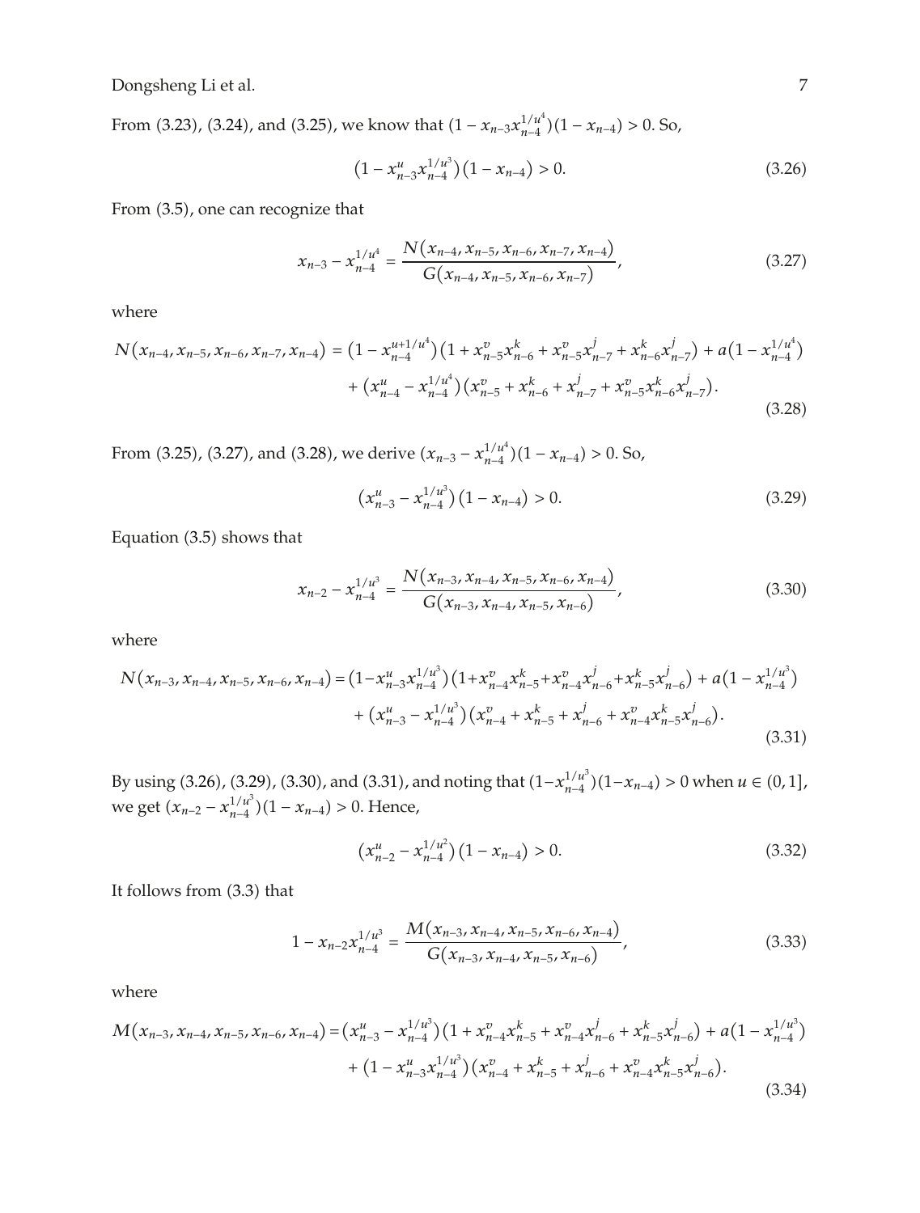From (3.23), (3.24), and (3.25), we know that $(1 - x_{n-3}x_{n-4}^{1/u^4})(1 - x_{n-4}) > 0$. So,

$$\left(1 - x_{n-3}^{u}x_{n-4}^{1/u^3}\right)\left(1 - x_{n-4}\right) > 0. \tag{3.26}$$

From (3.5), one can recognize that

$$x_{n-3} - x_{n-4}^{1/u^4} = \frac{N(x_{n-4}, x_{n-5}, x_{n-6}, x_{n-7}, x_{n-4})}{G(x_{n-4}, x_{n-5}, x_{n-6}, x_{n-7})}, \tag{3.27}$$

where

$$\begin{aligned} N(x_{n-4}, x_{n-5}, x_{n-6}, x_{n-7}, x_{n-4}) = {} & \left(1 - x_{n-4}^{u+1/u^4}\right)\left(1 + x_{n-5}^{v}x_{n-6}^{k} + x_{n-5}^{v}x_{n-7}^{j} + x_{n-6}^{k}x_{n-7}^{j}\right) + a\left(1 - x_{n-4}^{1/u^4}\right) \\ & + \left(x_{n-4}^{u} - x_{n-4}^{1/u^4}\right)\left(x_{n-5}^{v} + x_{n-6}^{k} + x_{n-7}^{j} + x_{n-5}^{v}x_{n-6}^{k}x_{n-7}^{j}\right). \end{aligned} \tag{3.28}$$

From (3.25), (3.27), and (3.28), we derive $(x_{n-3} - x_{n-4}^{1/u^4})(1 - x_{n-4}) > 0$. So,

$$\left(x_{n-3}^{u} - x_{n-4}^{1/u^3}\right)\left(1 - x_{n-4}\right) > 0. \tag{3.29}$$

Equation (3.5) shows that

$$x_{n-2} - x_{n-4}^{1/u^3} = \frac{N(x_{n-3}, x_{n-4}, x_{n-5}, x_{n-6}, x_{n-4})}{G(x_{n-3}, x_{n-4}, x_{n-5}, x_{n-6})}, \tag{3.30}$$

where

$$\begin{aligned} N(x_{n-3}, x_{n-4}, x_{n-5}, x_{n-6}, x_{n-4}) = {} & \left(1 - x_{n-3}^{u}x_{n-4}^{1/u^3}\right)\left(1 + x_{n-4}^{v}x_{n-5}^{k} + x_{n-4}^{v}x_{n-6}^{j} + x_{n-5}^{k}x_{n-6}^{j}\right) + a\left(1 - x_{n-4}^{1/u^3}\right) \\ & + \left(x_{n-3}^{u} - x_{n-4}^{1/u^3}\right)\left(x_{n-4}^{v} + x_{n-5}^{k} + x_{n-6}^{j} + x_{n-4}^{v}x_{n-5}^{k}x_{n-6}^{j}\right). \end{aligned} \tag{3.31}$$

By using (3.26), (3.29), (3.30), and (3.31), and noting that $(1 - x_{n-4}^{1/u^3})(1 - x_{n-4}) > 0$ when $u \in (0, 1]$, we get $(x_{n-2} - x_{n-4}^{1/u^3})(1 - x_{n-4}) > 0$. Hence,

$$\left(x_{n-2}^{u} - x_{n-4}^{1/u^2}\right)\left(1 - x_{n-4}\right) > 0. \tag{3.32}$$

It follows from (3.3) that

$$1 - x_{n-2}x_{n-4}^{1/u^3} = \frac{M(x_{n-3}, x_{n-4}, x_{n-5}, x_{n-6}, x_{n-4})}{G(x_{n-3}, x_{n-4}, x_{n-5}, x_{n-6})}, \tag{3.33}$$

where

$$\begin{aligned} M(x_{n-3}, x_{n-4}, x_{n-5}, x_{n-6}, x_{n-4}) = {} & \left(x_{n-3}^{u} - x_{n-4}^{1/u^3}\right)\left(1 + x_{n-4}^{v}x_{n-5}^{k} + x_{n-4}^{v}x_{n-6}^{j} + x_{n-5}^{k}x_{n-6}^{j}\right) + a\left(1 - x_{n-4}^{1/u^3}\right) \\ & + \left(1 - x_{n-3}^{u}x_{n-4}^{1/u^3}\right)\left(x_{n-4}^{v} + x_{n-5}^{k} + x_{n-6}^{j} + x_{n-4}^{v}x_{n-5}^{k}x_{n-6}^{j}\right). \end{aligned} \tag{3.34}$$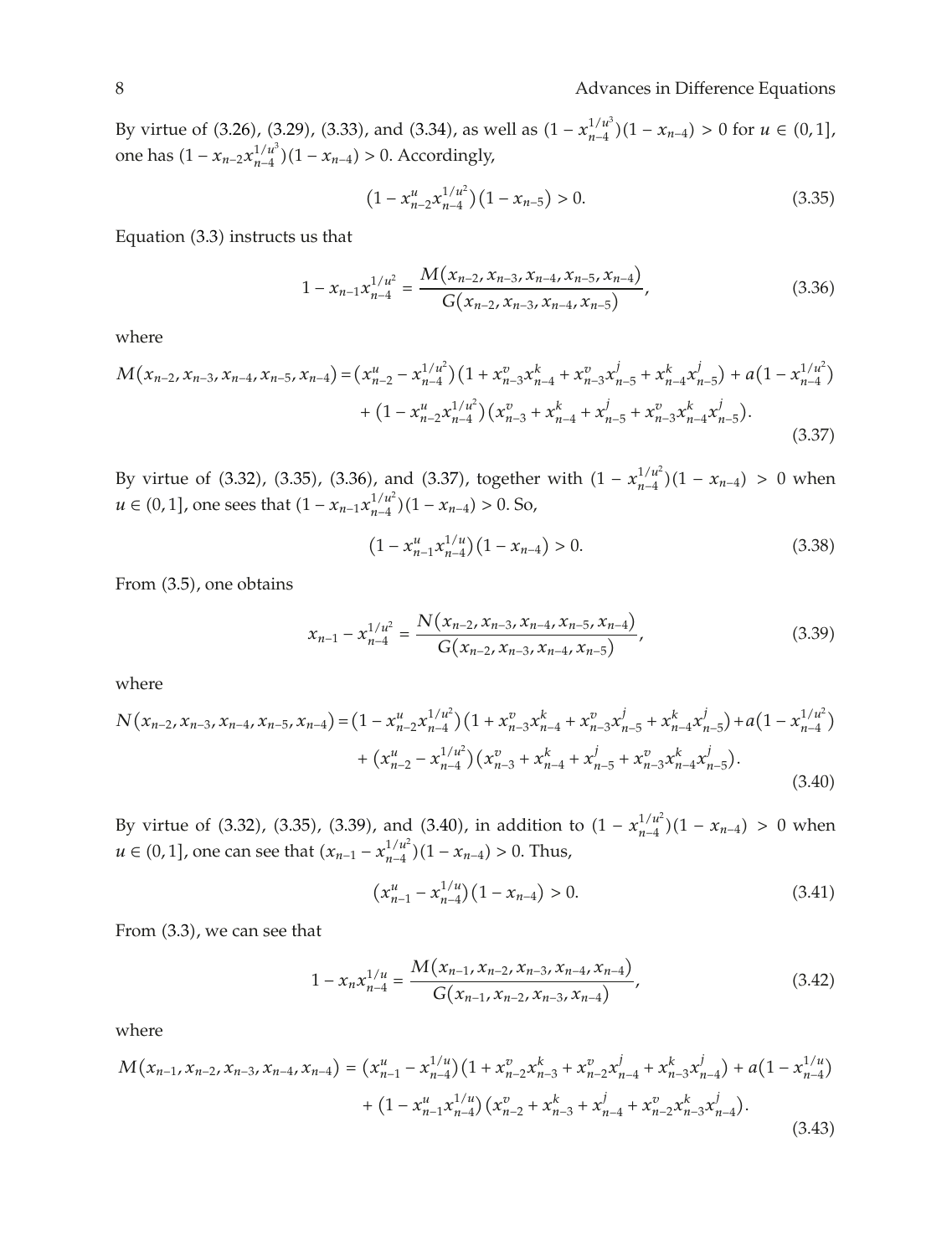By virtue of (3.26), (3.29), (3.33), and (3.34), as well as $(1 - x_{n-4}^{1/u^3})(1 - x_{n-4}) > 0$ for $u \in (0, 1]$, one has $(1 - x_{n-2}x_{n-4}^{1/u^3})(1 - x_{n-4}) > 0$. Accordingly,

$$\left(1 - x_{n-2}^{u} x_{n-4}^{1/u^2}\right)\left(1 - x_{n-5}\right) > 0. \tag{3.35}$$

Equation (3.3) instructs us that

$$1 - x_{n-1}x_{n-4}^{1/u^2} = \frac{M\left(x_{n-2}, x_{n-3}, x_{n-4}, x_{n-5}, x_{n-4}\right)}{G\left(x_{n-2}, x_{n-3}, x_{n-4}, x_{n-5}\right)}, \tag{3.36}$$

where

$$\begin{aligned} M\left(x_{n-2}, x_{n-3}, x_{n-4}, x_{n-5}, x_{n-4}\right) = {} & \left(x_{n-2}^{u} - x_{n-4}^{1/u^2}\right)\left(1 + x_{n-3}^{v}x_{n-4}^{k} + x_{n-3}^{v}x_{n-5}^{j} + x_{n-4}^{k}x_{n-5}^{j}\right) + a\left(1 - x_{n-4}^{1/u^2}\right) \\ & + \left(1 - x_{n-2}^{u}x_{n-4}^{1/u^2}\right)\left(x_{n-3}^{v} + x_{n-4}^{k} + x_{n-5}^{j} + x_{n-3}^{v}x_{n-4}^{k}x_{n-5}^{j}\right). \end{aligned} \tag{3.37}$$

By virtue of (3.32), (3.35), (3.36), and (3.37), together with $(1 - x_{n-4}^{1/u^2})(1 - x_{n-4}) > 0$ when $u \in (0, 1]$, one sees that $(1 - x_{n-1}x_{n-4}^{1/u^2})(1 - x_{n-4}) > 0$. So,

$$\left(1 - x_{n-1}^{u}x_{n-4}^{1/u}\right)\left(1 - x_{n-4}\right) > 0. \tag{3.38}$$

From (3.5), one obtains

$$x_{n-1} - x_{n-4}^{1/u^2} = \frac{N\left(x_{n-2}, x_{n-3}, x_{n-4}, x_{n-5}, x_{n-4}\right)}{G\left(x_{n-2}, x_{n-3}, x_{n-4}, x_{n-5}\right)}, \tag{3.39}$$

where

$$\begin{aligned} N\left(x_{n-2}, x_{n-3}, x_{n-4}, x_{n-5}, x_{n-4}\right) = {} & \left(1 - x_{n-2}^{u}x_{n-4}^{1/u^2}\right)\left(1 + x_{n-3}^{v}x_{n-4}^{k} + x_{n-3}^{v}x_{n-5}^{j} + x_{n-4}^{k}x_{n-5}^{j}\right) + a\left(1 - x_{n-4}^{1/u^2}\right) \\ & + \left(x_{n-2}^{u} - x_{n-4}^{1/u^2}\right)\left(x_{n-3}^{v} + x_{n-4}^{k} + x_{n-5}^{j} + x_{n-3}^{v}x_{n-4}^{k}x_{n-5}^{j}\right). \end{aligned} \tag{3.40}$$

By virtue of (3.32), (3.35), (3.39), and (3.40), in addition to $(1 - x_{n-4}^{1/u^2})(1 - x_{n-4}) > 0$ when $u \in (0, 1]$, one can see that $(x_{n-1} - x_{n-4}^{1/u^2})(1 - x_{n-4}) > 0$. Thus,

$$\left(x_{n-1}^{u} - x_{n-4}^{1/u}\right)\left(1 - x_{n-4}\right) > 0. \tag{3.41}$$

From (3.3), we can see that

$$1 - x_{n}x_{n-4}^{1/u} = \frac{M\left(x_{n-1}, x_{n-2}, x_{n-3}, x_{n-4}, x_{n-4}\right)}{G\left(x_{n-1}, x_{n-2}, x_{n-3}, x_{n-4}\right)}, \tag{3.42}$$

where

$$\begin{aligned} M\left(x_{n-1}, x_{n-2}, x_{n-3}, x_{n-4}, x_{n-4}\right) = {} & \left(x_{n-1}^{u} - x_{n-4}^{1/u}\right)\left(1 + x_{n-2}^{v}x_{n-3}^{k} + x_{n-2}^{v}x_{n-4}^{j} + x_{n-3}^{k}x_{n-4}^{j}\right) + a\left(1 - x_{n-4}^{1/u}\right) \\ & + \left(1 - x_{n-1}^{u}x_{n-4}^{1/u}\right)\left(x_{n-2}^{v} + x_{n-3}^{k} + x_{n-4}^{j} + x_{n-2}^{v}x_{n-3}^{k}x_{n-4}^{j}\right). \end{aligned} \tag{3.43}$$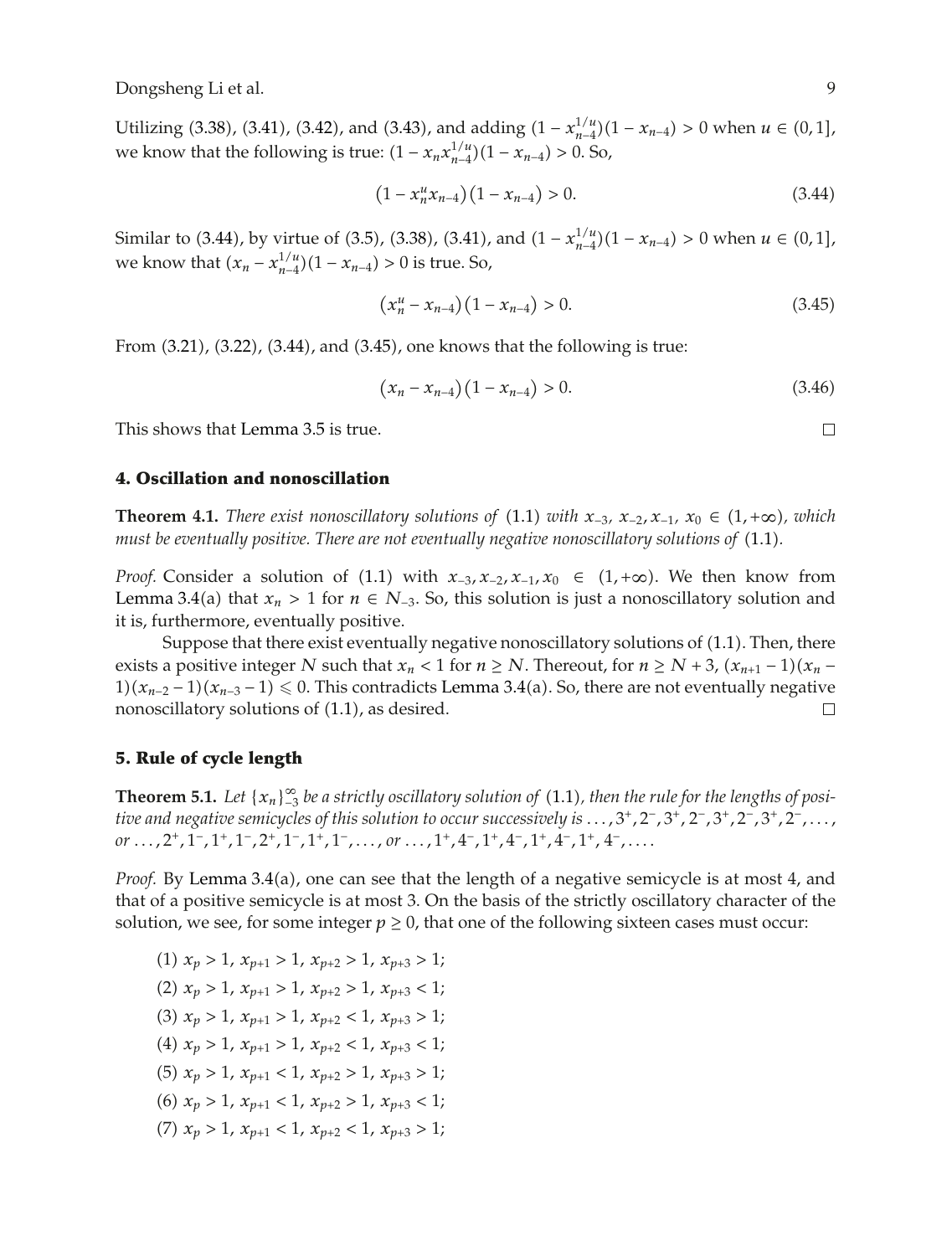Utilizing (3.38), (3.41), (3.42), and (3.43), and adding $(1 - x_{n-4}^{1/u})(1 - x_{n-4}) > 0$ when $u \in (0, 1]$, we know that the following is true: $(1 - x_n x_{n-4}^{1/u})(1 - x_{n-4}) > 0$. So,

$$\left(1 - x_n^u x_{n-4}\right)\left(1 - x_{n-4}\right) > 0. \tag{3.44}$$

Similar to (3.44), by virtue of (3.5), (3.38), (3.41), and $(1 - x_{n-4}^{1/u})(1 - x_{n-4}) > 0$ when $u \in (0, 1]$, we know that $(x_n - x_{n-4}^{1/u})(1 - x_{n-4}) > 0$ is true. So,

$$\left(x_n^u - x_{n-4}\right)\left(1 - x_{n-4}\right) > 0. \tag{3.45}$$

From (3.21), (3.22), (3.44), and (3.45), one knows that the following is true:

$$\left(x_n - x_{n-4}\right)\left(1 - x_{n-4}\right) > 0. \tag{3.46}$$

This shows that Lemma 3.5 is true. □

## 4. Oscillation and nonoscillation

**Theorem 4.1.** *There exist nonoscillatory solutions of* (1.1) *with* $x_{-3}, x_{-2}, x_{-1}, x_0 \in (1, +\infty)$, *which must be eventually positive. There are not eventually negative nonoscillatory solutions of* (1.1).

*Proof.* Consider a solution of (1.1) with $x_{-3}, x_{-2}, x_{-1}, x_0 \in (1, +\infty)$. We then know from Lemma 3.4(a) that $x_n > 1$ for $n \in N_{-3}$. So, this solution is just a nonoscillatory solution and it is, furthermore, eventually positive.

Suppose that there exist eventually negative nonoscillatory solutions of (1.1). Then, there exists a positive integer $N$ such that $x_n < 1$ for $n \geq N$. Thereout, for $n \geq N + 3$, $(x_{n+1} - 1)(x_n - 1)(x_{n-2} - 1)(x_{n-3} - 1) \leqslant 0$. This contradicts Lemma 3.4(a). So, there are not eventually negative nonoscillatory solutions of (1.1), as desired. □

## 5. Rule of cycle length

**Theorem 5.1.** *Let* $\{x_n\}_{-3}^{\infty}$ *be a strictly oscillatory solution of* (1.1), *then the rule for the lengths of positive and negative semicycles of this solution to occur successively is* $\ldots, 3^+, 2^-, 3^+, 2^-, 3^+, 2^-, 3^+, 2^-, \ldots$, *or* $\ldots, 2^+, 1^-, 1^+, 1^-, 2^+, 1^-, 1^+, 1^-, \ldots$, *or* $\ldots, 1^+, 4^-, 1^+, 4^-, 1^+, 4^-, 1^+, 4^-, \ldots$.

*Proof.* By Lemma 3.4(a), one can see that the length of a negative semicycle is at most 4, and that of a positive semicycle is at most 3. On the basis of the strictly oscillatory character of the solution, we see, for some integer $p \geq 0$, that one of the following sixteen cases must occur:

(1) $x_p > 1$, $x_{p+1} > 1$, $x_{p+2} > 1$, $x_{p+3} > 1$;

(2) $x_p > 1$, $x_{p+1} > 1$, $x_{p+2} > 1$, $x_{p+3} < 1$;

(3) $x_p > 1$, $x_{p+1} > 1$, $x_{p+2} < 1$, $x_{p+3} > 1$;

(4) $x_p > 1$, $x_{p+1} > 1$, $x_{p+2} < 1$, $x_{p+3} < 1$;

(5) $x_p > 1$, $x_{p+1} < 1$, $x_{p+2} > 1$, $x_{p+3} > 1$;

(6) $x_p > 1$, $x_{p+1} < 1$, $x_{p+2} > 1$, $x_{p+3} < 1$;

(7) $x_p > 1$, $x_{p+1} < 1$, $x_{p+2} < 1$, $x_{p+3} > 1$;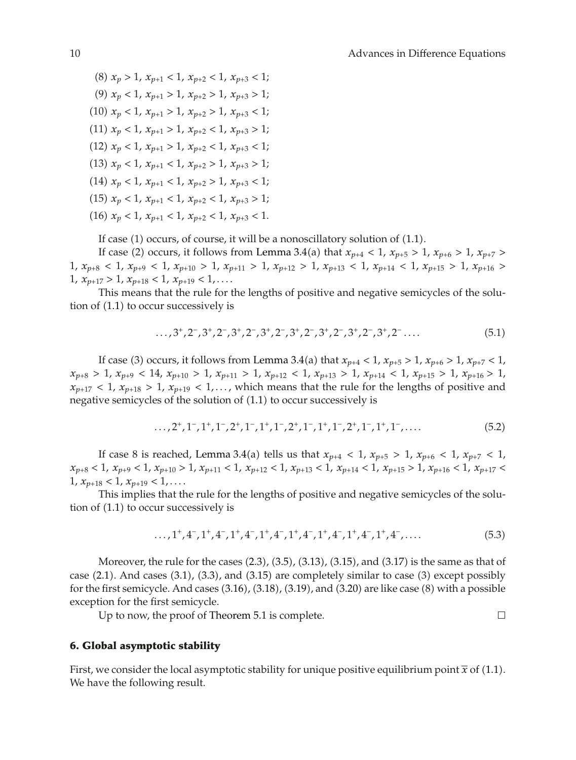(8) $x_p > 1$, $x_{p+1} < 1$, $x_{p+2} < 1$, $x_{p+3} < 1$;

(9) $x_p < 1$, $x_{p+1} > 1$, $x_{p+2} > 1$, $x_{p+3} > 1$;

(10) $x_p < 1$, $x_{p+1} > 1$, $x_{p+2} > 1$, $x_{p+3} < 1$;

(11) $x_p < 1$, $x_{p+1} > 1$, $x_{p+2} < 1$, $x_{p+3} > 1$;

(12) $x_p < 1$, $x_{p+1} > 1$, $x_{p+2} < 1$, $x_{p+3} < 1$;

(13) $x_p < 1$, $x_{p+1} < 1$, $x_{p+2} > 1$, $x_{p+3} > 1$;

(14) $x_p < 1$, $x_{p+1} < 1$, $x_{p+2} > 1$, $x_{p+3} < 1$;

(15) $x_p < 1$, $x_{p+1} < 1$, $x_{p+2} < 1$, $x_{p+3} > 1$;

(16) $x_p < 1$, $x_{p+1} < 1$, $x_{p+2} < 1$, $x_{p+3} < 1$.

If case (1) occurs, of course, it will be a nonoscillatory solution of (1.1).

If case (2) occurs, it follows from Lemma 3.4(a) that $x_{p+4} < 1$, $x_{p+5} > 1$, $x_{p+6} > 1$, $x_{p+7} > 1$, $x_{p+8} < 1$, $x_{p+9} < 1$, $x_{p+10} > 1$, $x_{p+11} > 1$, $x_{p+12} > 1$, $x_{p+13} < 1$, $x_{p+14} < 1$, $x_{p+15} > 1$, $x_{p+16} > 1$, $x_{p+17} > 1$, $x_{p+18} < 1$, $x_{p+19} < 1, \ldots$.

This means that the rule for the lengths of positive and negative semicycles of the solution of (1.1) to occur successively is

$$\ldots, 3^+, 2^-, 3^+, 2^-, 3^+, 2^-, 3^+, 2^-, 3^+, 2^-, 3^+, 2^-, 3^+, 2^-, 3^+, 2^- \ldots. \tag{5.1}$$

If case (3) occurs, it follows from Lemma 3.4(a) that $x_{p+4} < 1$, $x_{p+5} > 1$, $x_{p+6} > 1$, $x_{p+7} < 1$, $x_{p+8} > 1$, $x_{p+9} < 14$, $x_{p+10} > 1$, $x_{p+11} > 1$, $x_{p+12} < 1$, $x_{p+13} > 1$, $x_{p+14} < 1$, $x_{p+15} > 1$, $x_{p+16} > 1$, $x_{p+17} < 1$, $x_{p+18} > 1$, $x_{p+19} < 1, \ldots$, which means that the rule for the lengths of positive and negative semicycles of the solution of (1.1) to occur successively is

$$\ldots, 2^+, 1^-, 1^+, 1^-, 2^+, 1^-, 1^+, 1^-, 2^+, 1^-, 1^+, 1^-, 2^+, 1^-, 1^+, 1^-, \ldots. \tag{5.2}$$

If case 8 is reached, Lemma 3.4(a) tells us that $x_{p+4} < 1$, $x_{p+5} > 1$, $x_{p+6} < 1$, $x_{p+7} < 1$, $x_{p+8} < 1$, $x_{p+9} < 1$, $x_{p+10} > 1$, $x_{p+11} < 1$, $x_{p+12} < 1$, $x_{p+13} < 1$, $x_{p+14} < 1$, $x_{p+15} > 1$, $x_{p+16} < 1$, $x_{p+17} < 1$, $x_{p+18} < 1$, $x_{p+19} < 1, \ldots$.

This implies that the rule for the lengths of positive and negative semicycles of the solution of (1.1) to occur successively is

$$\ldots, 1^+, 4^-, 1^+, 4^-, 1^+, 4^-, 1^+, 4^-, 1^+, 4^-, 1^+, 4^-, 1^+, 4^-, 1^+, 4^-, \ldots. \tag{5.3}$$

Moreover, the rule for the cases (2.3), (3.5), (3.13), (3.15), and (3.17) is the same as that of case (2.1). And cases (3.1), (3.3), and (3.15) are completely similar to case (3) except possibly for the first semicycle. And cases (3.16), (3.18), (3.19), and (3.20) are like case (8) with a possible exception for the first semicycle.

Up to now, the proof of Theorem 5.1 is complete. □

## 6. Global asymptotic stability

First, we consider the local asymptotic stability for unique positive equilibrium point $\overline{x}$ of (1.1). We have the following result.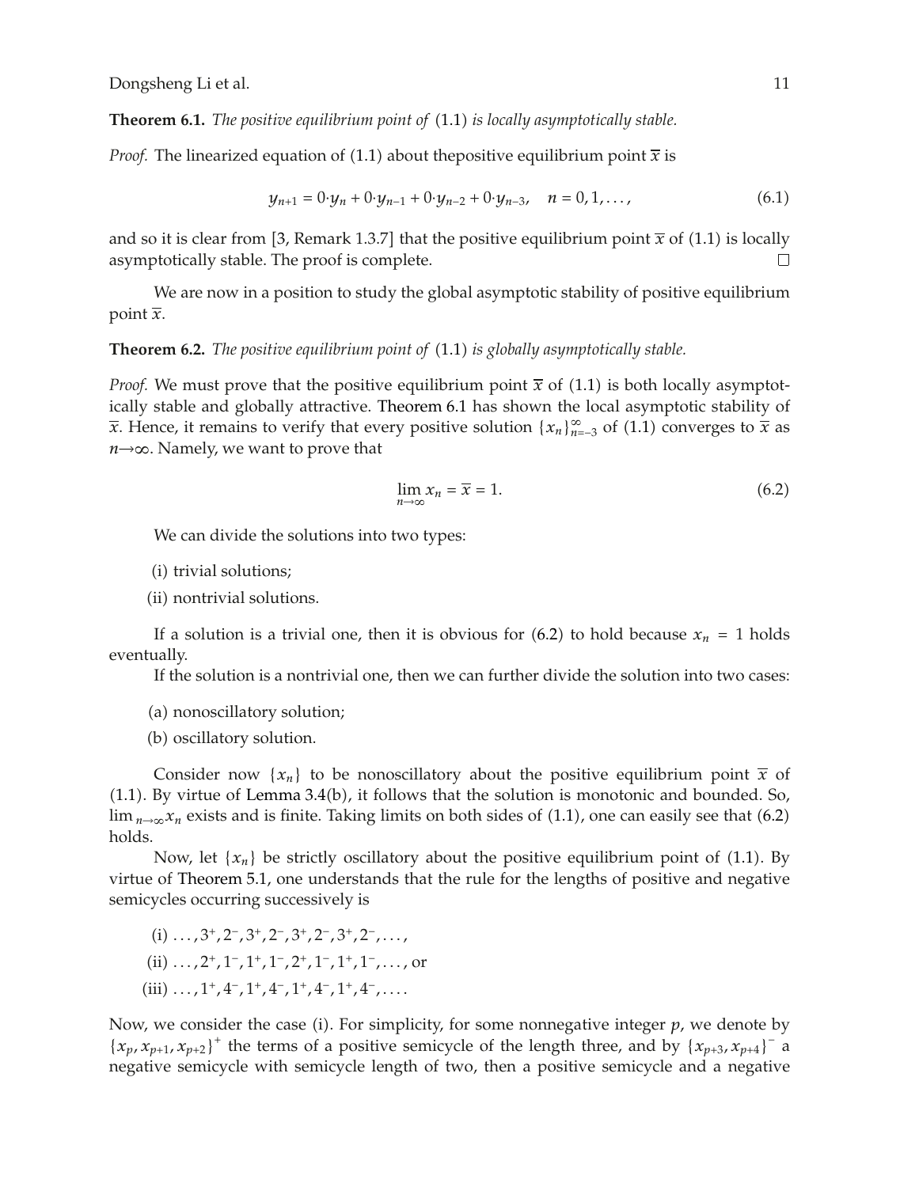**Theorem 6.1.** *The positive equilibrium point of* (1.1) *is locally asymptotically stable.*

*Proof.* The linearized equation of (1.1) about thepositive equilibrium point $\overline{x}$ is

$$y_{n+1} = 0\cdot y_n + 0\cdot y_{n-1} + 0\cdot y_{n-2} + 0\cdot y_{n-3}, \quad n = 0, 1, \ldots, \tag{6.1}$$

and so it is clear from [3, Remark 1.3.7] that the positive equilibrium point $\overline{x}$ of (1.1) is locally asymptotically stable. The proof is complete. □

We are now in a position to study the global asymptotic stability of positive equilibrium point $\overline{x}$.

**Theorem 6.2.** *The positive equilibrium point of* (1.1) *is globally asymptotically stable.*

*Proof.* We must prove that the positive equilibrium point $\overline{x}$ of (1.1) is both locally asymptotically stable and globally attractive. Theorem 6.1 has shown the local asymptotic stability of $\overline{x}$. Hence, it remains to verify that every positive solution $\{x_n\}_{n=-3}^{\infty}$ of (1.1) converges to $\overline{x}$ as $n\to\infty$. Namely, we want to prove that

$$\lim_{n\to\infty} x_n = \overline{x} = 1. \tag{6.2}$$

We can divide the solutions into two types:

(i) trivial solutions;

(ii) nontrivial solutions.

If a solution is a trivial one, then it is obvious for (6.2) to hold because $x_n = 1$ holds eventually.

If the solution is a nontrivial one, then we can further divide the solution into two cases:

(a) nonoscillatory solution;

(b) oscillatory solution.

Consider now $\{x_n\}$ to be nonoscillatory about the positive equilibrium point $\overline{x}$ of (1.1). By virtue of Lemma 3.4(b), it follows that the solution is monotonic and bounded. So, $\lim_{n\to\infty} x_n$ exists and is finite. Taking limits on both sides of (1.1), one can easily see that (6.2) holds.

Now, let $\{x_n\}$ be strictly oscillatory about the positive equilibrium point of (1.1). By virtue of Theorem 5.1, one understands that the rule for the lengths of positive and negative semicycles occurring successively is

(i) $\ldots, 3^+, 2^-, 3^+, 2^-, 3^+, 2^-, 3^+, 2^-, \ldots,$

(ii) $\ldots, 2^+, 1^-, 1^+, 1^-, 2^+, 1^-, 1^+, 1^-, \ldots,$ or

(iii) $\ldots, 1^+, 4^-, 1^+, 4^-, 1^+, 4^-, 1^+, 4^-, \ldots.$

Now, we consider the case (i). For simplicity, for some nonnegative integer $p$, we denote by $\{x_p, x_{p+1}, x_{p+2}\}^+$ the terms of a positive semicycle of the length three, and by $\{x_{p+3}, x_{p+4}\}^-$ a negative semicycle with semicycle length of two, then a positive semicycle and a negative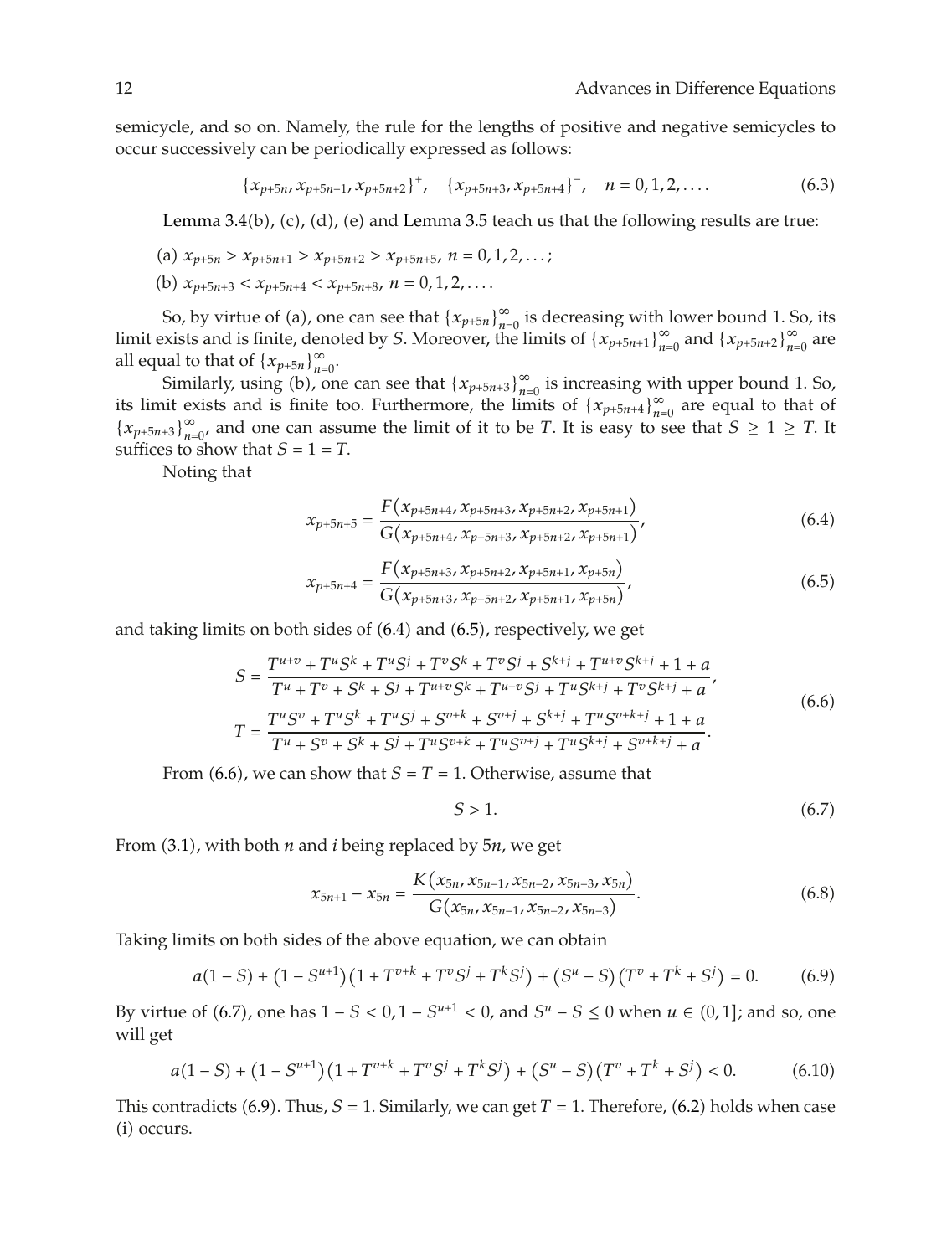semicycle, and so on. Namely, the rule for the lengths of positive and negative semicycles to occur successively can be periodically expressed as follows:

$$\{x_{p+5n}, x_{p+5n+1}, x_{p+5n+2}\}^{+}, \quad \{x_{p+5n+3}, x_{p+5n+4}\}^{-}, \quad n = 0, 1, 2, \ldots. \tag{6.3}$$

Lemma 3.4(b), (c), (d), (e) and Lemma 3.5 teach us that the following results are true:

(a) $x_{p+5n} > x_{p+5n+1} > x_{p+5n+2} > x_{p+5n+5}$, $n = 0, 1, 2, \ldots$;

(b) $x_{p+5n+3} < x_{p+5n+4} < x_{p+5n+8}$, $n = 0, 1, 2, \ldots$.

So, by virtue of (a), one can see that $\{x_{p+5n}\}_{n=0}^{\infty}$ is decreasing with lower bound 1. So, its limit exists and is finite, denoted by $S$. Moreover, the limits of $\{x_{p+5n+1}\}_{n=0}^{\infty}$ and $\{x_{p+5n+2}\}_{n=0}^{\infty}$ are all equal to that of $\{x_{p+5n}\}_{n=0}^{\infty}$.

Similarly, using (b), one can see that $\{x_{p+5n+3}\}_{n=0}^{\infty}$ is increasing with upper bound 1. So, its limit exists and is finite too. Furthermore, the limits of $\{x_{p+5n+4}\}_{n=0}^{\infty}$ are equal to that of $\{x_{p+5n+3}\}_{n=0}^{\infty}$, and one can assume the limit of it to be $T$. It is easy to see that $S \geq 1 \geq T$. It suffices to show that $S = 1 = T$.

Noting that

$$x_{p+5n+5} = \frac{F(x_{p+5n+4}, x_{p+5n+3}, x_{p+5n+2}, x_{p+5n+1})}{G(x_{p+5n+4}, x_{p+5n+3}, x_{p+5n+2}, x_{p+5n+1})}, \tag{6.4}$$

$$x_{p+5n+4} = \frac{F(x_{p+5n+3}, x_{p+5n+2}, x_{p+5n+1}, x_{p+5n})}{G(x_{p+5n+3}, x_{p+5n+2}, x_{p+5n+1}, x_{p+5n})}, \tag{6.5}$$

and taking limits on both sides of (6.4) and (6.5), respectively, we get

$$\begin{aligned} S &= \frac{T^{u+v} + T^u S^k + T^u S^j + T^v S^k + T^v S^j + S^{k+j} + T^{u+v} S^{k+j} + 1 + a}{T^u + T^v + S^k + S^j + T^{u+v} S^k + T^{u+v} S^j + T^u S^{k+j} + T^v S^{k+j} + a}, \\ T &= \frac{T^u S^v + T^u S^k + T^u S^j + S^{v+k} + S^{v+j} + S^{k+j} + T^u S^{v+k+j} + 1 + a}{T^u + S^v + S^k + S^j + T^u S^{v+k} + T^u S^{v+j} + T^u S^{k+j} + S^{v+k+j} + a}. \end{aligned} \tag{6.6}$$

From (6.6), we can show that $S = T = 1$. Otherwise, assume that

$$S > 1. \tag{6.7}$$

From (3.1), with both $n$ and $i$ being replaced by $5n$, we get

$$x_{5n+1} - x_{5n} = \frac{K(x_{5n}, x_{5n-1}, x_{5n-2}, x_{5n-3}, x_{5n})}{G(x_{5n}, x_{5n-1}, x_{5n-2}, x_{5n-3})}. \tag{6.8}$$

Taking limits on both sides of the above equation, we can obtain

$$a(1 - S) + \left(1 - S^{u+1}\right)\left(1 + T^{v+k} + T^v S^j + T^k S^j\right) + \left(S^u - S\right)\left(T^v + T^k + S^j\right) = 0. \tag{6.9}$$

By virtue of (6.7), one has $1 - S < 0, 1 - S^{u+1} < 0$, and $S^u - S \leq 0$ when $u \in (0, 1]$; and so, one will get

$$a(1 - S) + \left(1 - S^{u+1}\right)\left(1 + T^{v+k} + T^v S^j + T^k S^j\right) + \left(S^u - S\right)\left(T^v + T^k + S^j\right) < 0. \tag{6.10}$$

This contradicts (6.9). Thus, $S = 1$. Similarly, we can get $T = 1$. Therefore, (6.2) holds when case (i) occurs.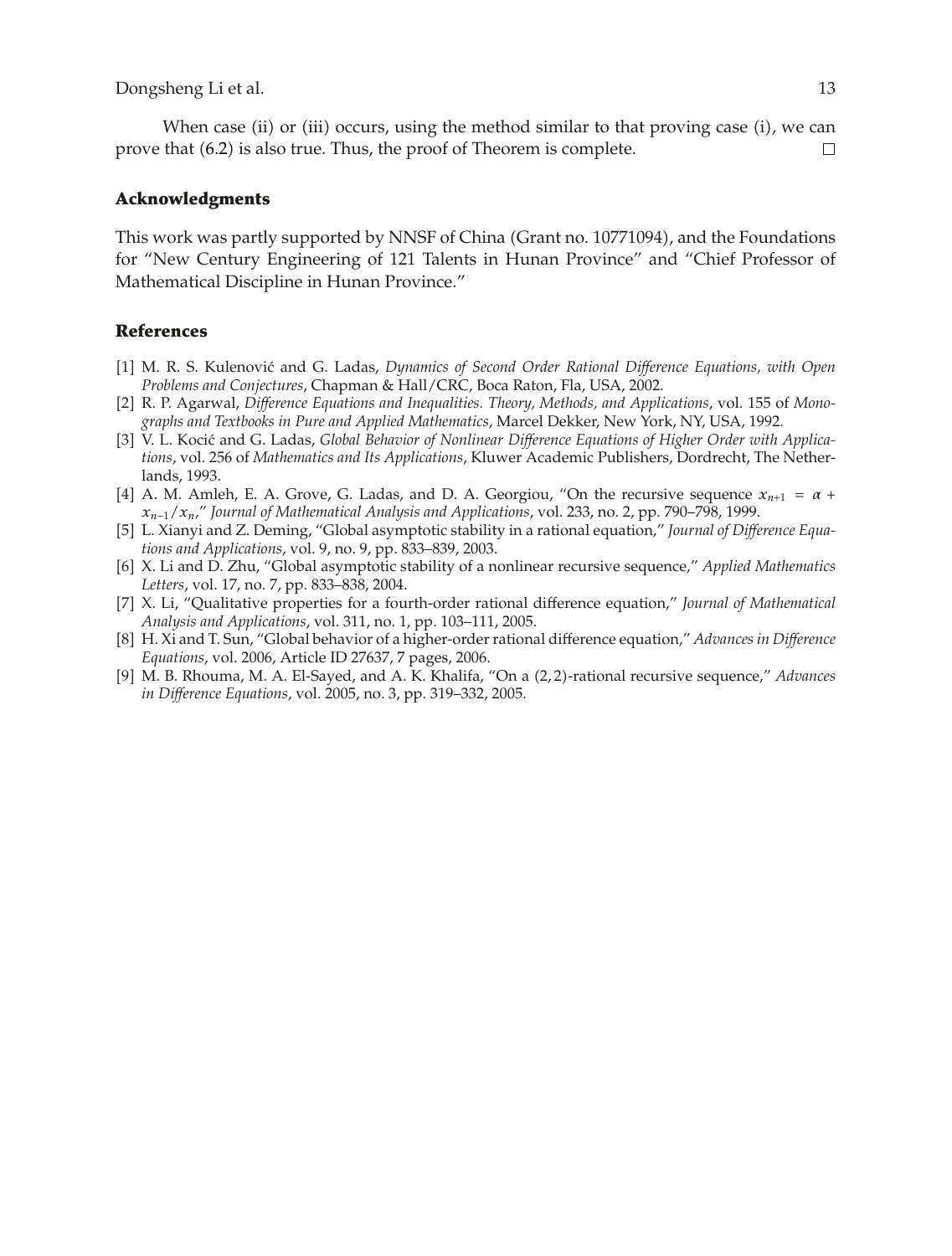When case (ii) or (iii) occurs, using the method similar to that proving case (i), we can prove that (6.2) is also true. Thus, the proof of Theorem is complete. □

## Acknowledgments

This work was partly supported by NNSF of China (Grant no. 10771094), and the Foundations for "New Century Engineering of 121 Talents in Hunan Province" and "Chief Professor of Mathematical Discipline in Hunan Province."

## References

[1] M. R. S. Kulenović and G. Ladas, *Dynamics of Second Order Rational Difference Equations, with Open Problems and Conjectures*, Chapman & Hall/CRC, Boca Raton, Fla, USA, 2002.

[2] R. P. Agarwal, *Difference Equations and Inequalities. Theory, Methods, and Applications*, vol. 155 of *Monographs and Textbooks in Pure and Applied Mathematics*, Marcel Dekker, New York, NY, USA, 1992.

[3] V. L. Kocić and G. Ladas, *Global Behavior of Nonlinear Difference Equations of Higher Order with Applications*, vol. 256 of *Mathematics and Its Applications*, Kluwer Academic Publishers, Dordrecht, The Netherlands, 1993.

[4] A. M. Amleh, E. A. Grove, G. Ladas, and D. A. Georgiou, "On the recursive sequence $x_{n+1} = \alpha + x_{n-1}/x_n$," *Journal of Mathematical Analysis and Applications*, vol. 233, no. 2, pp. 790–798, 1999.

[5] L. Xianyi and Z. Deming, "Global asymptotic stability in a rational equation," *Journal of Difference Equations and Applications*, vol. 9, no. 9, pp. 833–839, 2003.

[6] X. Li and D. Zhu, "Global asymptotic stability of a nonlinear recursive sequence," *Applied Mathematics Letters*, vol. 17, no. 7, pp. 833–838, 2004.

[7] X. Li, "Qualitative properties for a fourth-order rational difference equation," *Journal of Mathematical Analysis and Applications*, vol. 311, no. 1, pp. 103–111, 2005.

[8] H. Xi and T. Sun, "Global behavior of a higher-order rational difference equation," *Advances in Difference Equations*, vol. 2006, Article ID 27637, 7 pages, 2006.

[9] M. B. Rhouma, M. A. El-Sayed, and A. K. Khalifa, "On a (2, 2)-rational recursive sequence," *Advances in Difference Equations*, vol. 2005, no. 3, pp. 319–332, 2005.